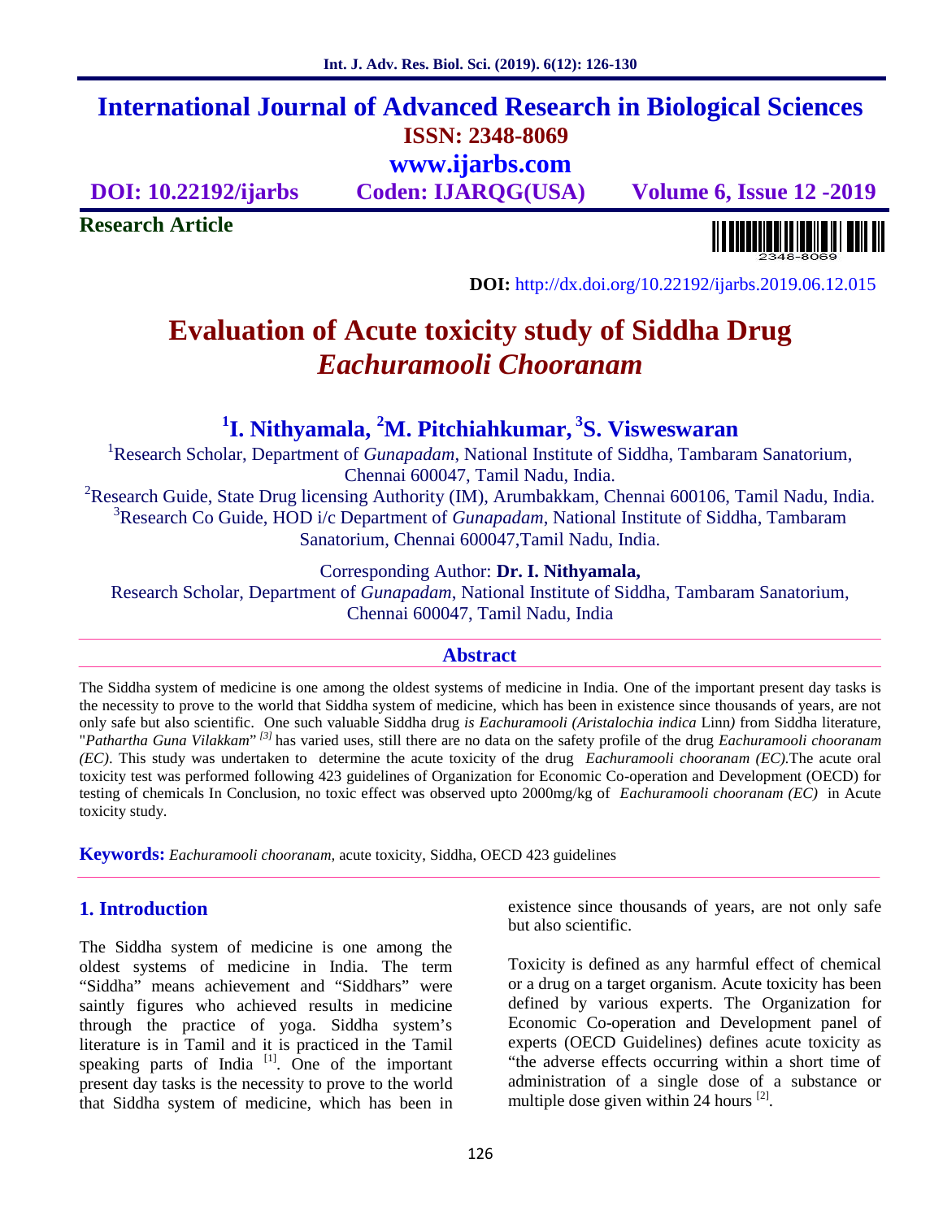# International Journal of Advanced Research in Biological Sciences

**ISSN: 2348-8069**

**www.ijarbs.com**

**DOI: 10.22192/ijarbs** **Coden: IJARQG(USA)** **Volume 6, Issue 12 -2019**

**Research Article**

**DOI:** http://dx.doi.org/10.22192/ijarbs.2019.06.12.015

# Evaluation of Acute toxicity study of Siddha Drug *Eachuramooli Chooranam*

## [1]I. Nithyamala, [2]M. Pitchiahkumar, [3]S. Visweswaran

[1]Research Scholar, Department of *Gunapadam*, National Institute of Siddha, Tambaram Sanatorium, Chennai 600047, Tamil Nadu, India.

[2]Research Guide, State Drug licensing Authority (IM), Arumbakkam, Chennai 600106, Tamil Nadu, India.

[3]Research Co Guide, HOD i/c Department of *Gunapadam*, National Institute of Siddha, Tambaram Sanatorium, Chennai 600047,Tamil Nadu, India.

Corresponding Author: **Dr. I. Nithyamala,**
Research Scholar, Department of *Gunapadam*, National Institute of Siddha, Tambaram Sanatorium, Chennai 600047, Tamil Nadu, India

## Abstract

The Siddha system of medicine is one among the oldest systems of medicine in India. One of the important present day tasks is the necessity to prove to the world that Siddha system of medicine, which has been in existence since thousands of years, are not only safe but also scientific. One such valuable Siddha drug *is Eachuramooli (Aristalochia indica* Linn*)* from Siddha literature, "*Pathartha Guna Vilakkam*" [3] has varied uses, still there are no data on the safety profile of the drug *Eachuramooli chooranam (EC)*. This study was undertaken to determine the acute toxicity of the drug *Eachuramooli chooranam (EC)*.The acute oral toxicity test was performed following 423 guidelines of Organization for Economic Co-operation and Development (OECD) for testing of chemicals In Conclusion, no toxic effect was observed upto 2000mg/kg of *Eachuramooli chooranam (EC)* in Acute toxicity study.

**Keywords:** *Eachuramooli chooranam,* acute toxicity, Siddha, OECD 423 guidelines

## 1. Introduction

The Siddha system of medicine is one among the oldest systems of medicine in India. The term “Siddha” means achievement and “Siddhars” were saintly figures who achieved results in medicine through the practice of yoga. Siddha system’s literature is in Tamil and it is practiced in the Tamil speaking parts of India [1]. One of the important present day tasks is the necessity to prove to the world that Siddha system of medicine, which has been in existence since thousands of years, are not only safe but also scientific.

Toxicity is defined as any harmful effect of chemical or a drug on a target organism. Acute toxicity has been defined by various experts. The Organization for Economic Co-operation and Development panel of experts (OECD Guidelines) defines acute toxicity as “the adverse effects occurring within a short time of administration of a single dose of a substance or multiple dose given within 24 hours [2].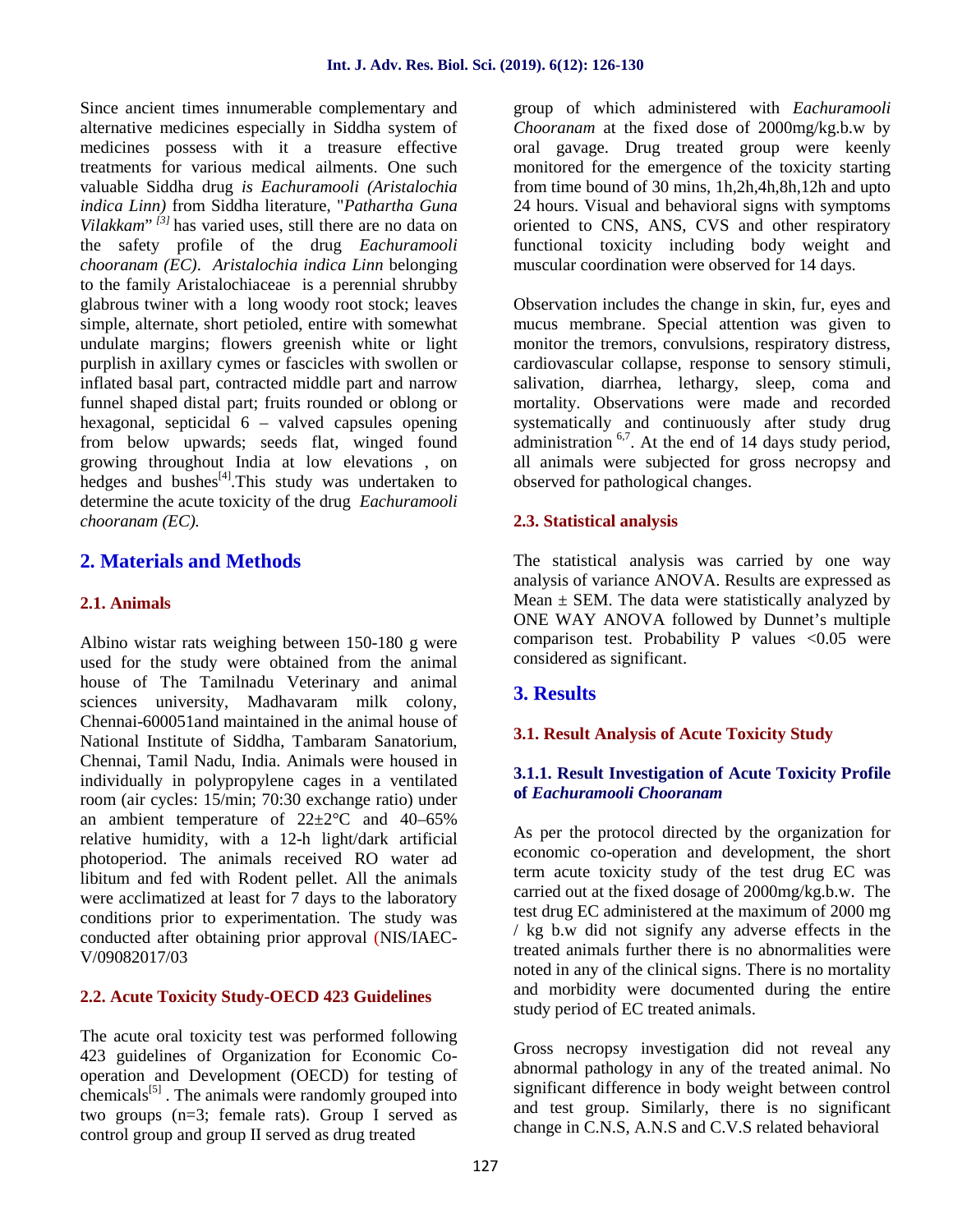Since ancient times innumerable complementary and alternative medicines especially in Siddha system of medicines possess with it a treasure effective treatments for various medical ailments. One such valuable Siddha drug *is Eachuramooli (Aristalochia indica Linn)* from Siddha literature, "*Pathartha Guna Vilakkam*" [3] has varied uses, still there are no data on the safety profile of the drug *Eachuramooli chooranam (EC)*. *Aristalochia indica Linn* belonging to the family Aristalochiaceae is a perennial shrubby glabrous twiner with a long woody root stock; leaves simple, alternate, short petioled, entire with somewhat undulate margins; flowers greenish white or light purplish in axillary cymes or fascicles with swollen or inflated basal part, contracted middle part and narrow funnel shaped distal part; fruits rounded or oblong or hexagonal, septicidal 6 – valved capsules opening from below upwards; seeds flat, winged found growing throughout India at low elevations , on hedges and bushes[4].This study was undertaken to determine the acute toxicity of the drug *Eachuramooli chooranam (EC).*

## 2. Materials and Methods

### 2.1. Animals

Albino wistar rats weighing between 150-180 g were used for the study were obtained from the animal house of The Tamilnadu Veterinary and animal sciences university, Madhavaram milk colony, Chennai-600051and maintained in the animal house of National Institute of Siddha, Tambaram Sanatorium, Chennai, Tamil Nadu, India. Animals were housed in individually in polypropylene cages in a ventilated room (air cycles: 15/min; 70:30 exchange ratio) under an ambient temperature of 22±2°C and 40–65% relative humidity, with a 12-h light/dark artificial photoperiod. The animals received RO water ad libitum and fed with Rodent pellet. All the animals were acclimatized at least for 7 days to the laboratory conditions prior to experimentation. The study was conducted after obtaining prior approval (NIS/IAEC-V/09082017/03

### 2.2. Acute Toxicity Study-OECD 423 Guidelines

The acute oral toxicity test was performed following 423 guidelines of Organization for Economic Co-operation and Development (OECD) for testing of chemicals[5] . The animals were randomly grouped into two groups (n=3; female rats). Group I served as control group and group II served as drug treated group of which administered with *Eachuramooli Chooranam* at the fixed dose of 2000mg/kg.b.w by oral gavage. Drug treated group were keenly monitored for the emergence of the toxicity starting from time bound of 30 mins, 1h,2h,4h,8h,12h and upto 24 hours. Visual and behavioral signs with symptoms oriented to CNS, ANS, CVS and other respiratory functional toxicity including body weight and muscular coordination were observed for 14 days.

Observation includes the change in skin, fur, eyes and mucus membrane. Special attention was given to monitor the tremors, convulsions, respiratory distress, cardiovascular collapse, response to sensory stimuli, salivation, diarrhea, lethargy, sleep, coma and mortality. Observations were made and recorded systematically and continuously after study drug administration [6,7]. At the end of 14 days study period, all animals were subjected for gross necropsy and observed for pathological changes.

### 2.3. Statistical analysis

The statistical analysis was carried by one way analysis of variance ANOVA. Results are expressed as Mean ± SEM. The data were statistically analyzed by ONE WAY ANOVA followed by Dunnet's multiple comparison test. Probability P values <0.05 were considered as significant.

## 3. Results

### 3.1. Result Analysis of Acute Toxicity Study

#### 3.1.1. Result Investigation of Acute Toxicity Profile of *Eachuramooli Chooranam*

As per the protocol directed by the organization for economic co-operation and development, the short term acute toxicity study of the test drug EC was carried out at the fixed dosage of 2000mg/kg.b.w. The test drug EC administered at the maximum of 2000 mg / kg b.w did not signify any adverse effects in the treated animals further there is no abnormalities were noted in any of the clinical signs. There is no mortality and morbidity were documented during the entire study period of EC treated animals.

Gross necropsy investigation did not reveal any abnormal pathology in any of the treated animal. No significant difference in body weight between control and test group. Similarly, there is no significant change in C.N.S, A.N.S and C.V.S related behavioral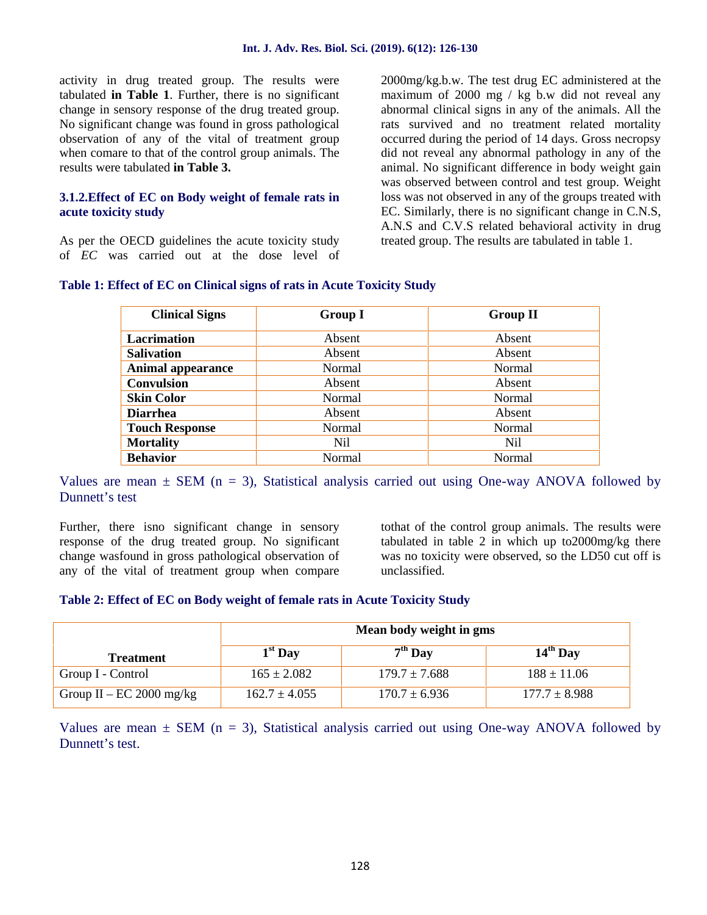activity in drug treated group. The results were tabulated **in Table 1**. Further, there is no significant change in sensory response of the drug treated group. No significant change was found in gross pathological observation of any of the vital of treatment group when comare to that of the control group animals. The results were tabulated **in Table 3.**

### 3.1.2.Effect of EC on Body weight of female rats in acute toxicity study

As per the OECD guidelines the acute toxicity study of *EC* was carried out at the dose level of 2000mg/kg.b.w. The test drug EC administered at the maximum of 2000 mg / kg b.w did not reveal any abnormal clinical signs in any of the animals. All the rats survived and no treatment related mortality occurred during the period of 14 days. Gross necropsy did not reveal any abnormal pathology in any of the animal. No significant difference in body weight gain was observed between control and test group. Weight loss was not observed in any of the groups treated with EC. Similarly, there is no significant change in C.N.S, A.N.S and C.V.S related behavioral activity in drug treated group. The results are tabulated in table 1.

**Table 1: Effect of EC on Clinical signs of rats in Acute Toxicity Study**

| Clinical Signs | Group I | Group II |
| --- | --- | --- |
| **Lacrimation** | Absent | Absent |
| **Salivation** | Absent | Absent |
| **Animal appearance** | Normal | Normal |
| **Convulsion** | Absent | Absent |
| **Skin Color** | Normal | Normal |
| **Diarrhea** | Absent | Absent |
| **Touch Response** | Normal | Normal |
| **Mortality** | Nil | Nil |
| **Behavior** | Normal | Normal |

Values are mean ± SEM (n = 3), Statistical analysis carried out using One-way ANOVA followed by Dunnett's test

Further, there isno significant change in sensory response of the drug treated group. No significant change wasfound in gross pathological observation of any of the vital of treatment group when compare tothat of the control group animals. The results were tabulated in table 2 in which up to2000mg/kg there was no toxicity were observed, so the LD50 cut off is unclassified.

**Table 2: Effect of EC on Body weight of female rats in Acute Toxicity Study**

| Treatment | Mean body weight in gms | | |
| --- | --- | --- | --- |
| | 1st Day | 7th Day | 14th Day |
| Group I - Control | 165 ± 2.082 | 179.7 ± 7.688 | 188 ± 11.06 |
| Group II – EC 2000 mg/kg | 162.7 ± 4.055 | 170.7 ± 6.936 | 177.7 ± 8.988 |

Values are mean ± SEM (n = 3), Statistical analysis carried out using One-way ANOVA followed by Dunnett's test.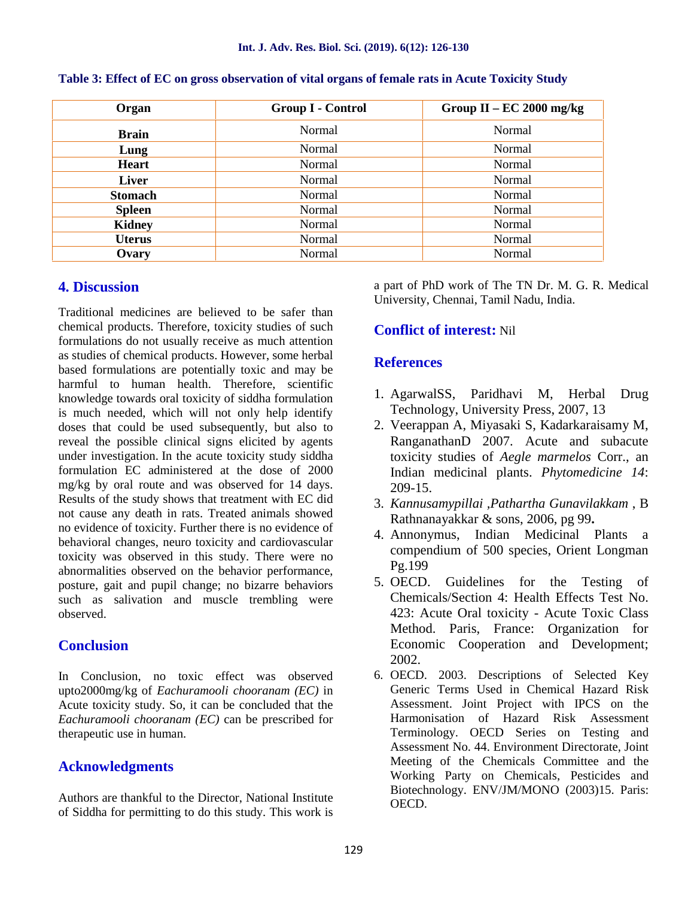**Table 3: Effect of EC on gross observation of vital organs of female rats in Acute Toxicity Study**

| Organ | Group I - Control | Group II – EC 2000 mg/kg |
|---|---|---|
| Brain | Normal | Normal |
| Lung | Normal | Normal |
| Heart | Normal | Normal |
| Liver | Normal | Normal |
| Stomach | Normal | Normal |
| Spleen | Normal | Normal |
| Kidney | Normal | Normal |
| Uterus | Normal | Normal |
| Ovary | Normal | Normal |

## 4. Discussion

Traditional medicines are believed to be safer than chemical products. Therefore, toxicity studies of such formulations do not usually receive as much attention as studies of chemical products. However, some herbal based formulations are potentially toxic and may be harmful to human health. Therefore, scientific knowledge towards oral toxicity of siddha formulation is much needed, which will not only help identify doses that could be used subsequently, but also to reveal the possible clinical signs elicited by agents under investigation. In the acute toxicity study siddha formulation EC administered at the dose of 2000 mg/kg by oral route and was observed for 14 days. Results of the study shows that treatment with EC did not cause any death in rats. Treated animals showed no evidence of toxicity. Further there is no evidence of behavioral changes, neuro toxicity and cardiovascular toxicity was observed in this study. There were no abnormalities observed on the behavior performance, posture, gait and pupil change; no bizarre behaviors such as salivation and muscle trembling were observed.

## Conclusion

In Conclusion, no toxic effect was observed upto2000mg/kg of *Eachuramooli chooranam (EC)* in Acute toxicity study. So, it can be concluded that the *Eachuramooli chooranam (EC)* can be prescribed for therapeutic use in human.

## Acknowledgments

Authors are thankful to the Director, National Institute of Siddha for permitting to do this study. This work is a part of PhD work of The TN Dr. M. G. R. Medical University, Chennai, Tamil Nadu, India.

## Conflict of interest: Nil

## References

1. AgarwalSS, Paridhavi M, Herbal Drug Technology, University Press, 2007, 13
2. Veerappan A, Miyasaki S, Kadarkaraisamy M, RanganathanD 2007. Acute and subacute toxicity studies of *Aegle marmelos* Corr., an Indian medicinal plants. *Phytomedicine 14*: 209-15.
3. *Kannusamypillai ,Pathartha Gunavilakkam* , B Rathnanayakkar & sons, 2006, pg 99**.**
4. Annonymus, Indian Medicinal Plants a compendium of 500 species, Orient Longman Pg.199
5. OECD. Guidelines for the Testing of Chemicals/Section 4: Health Effects Test No. 423: Acute Oral toxicity - Acute Toxic Class Method. Paris, France: Organization for Economic Cooperation and Development; 2002.
6. OECD. 2003. Descriptions of Selected Key Generic Terms Used in Chemical Hazard Risk Assessment. Joint Project with IPCS on the Harmonisation of Hazard Risk Assessment Terminology. OECD Series on Testing and Assessment No. 44. Environment Directorate, Joint Meeting of the Chemicals Committee and the Working Party on Chemicals, Pesticides and Biotechnology. ENV/JM/MONO (2003)15. Paris: OECD.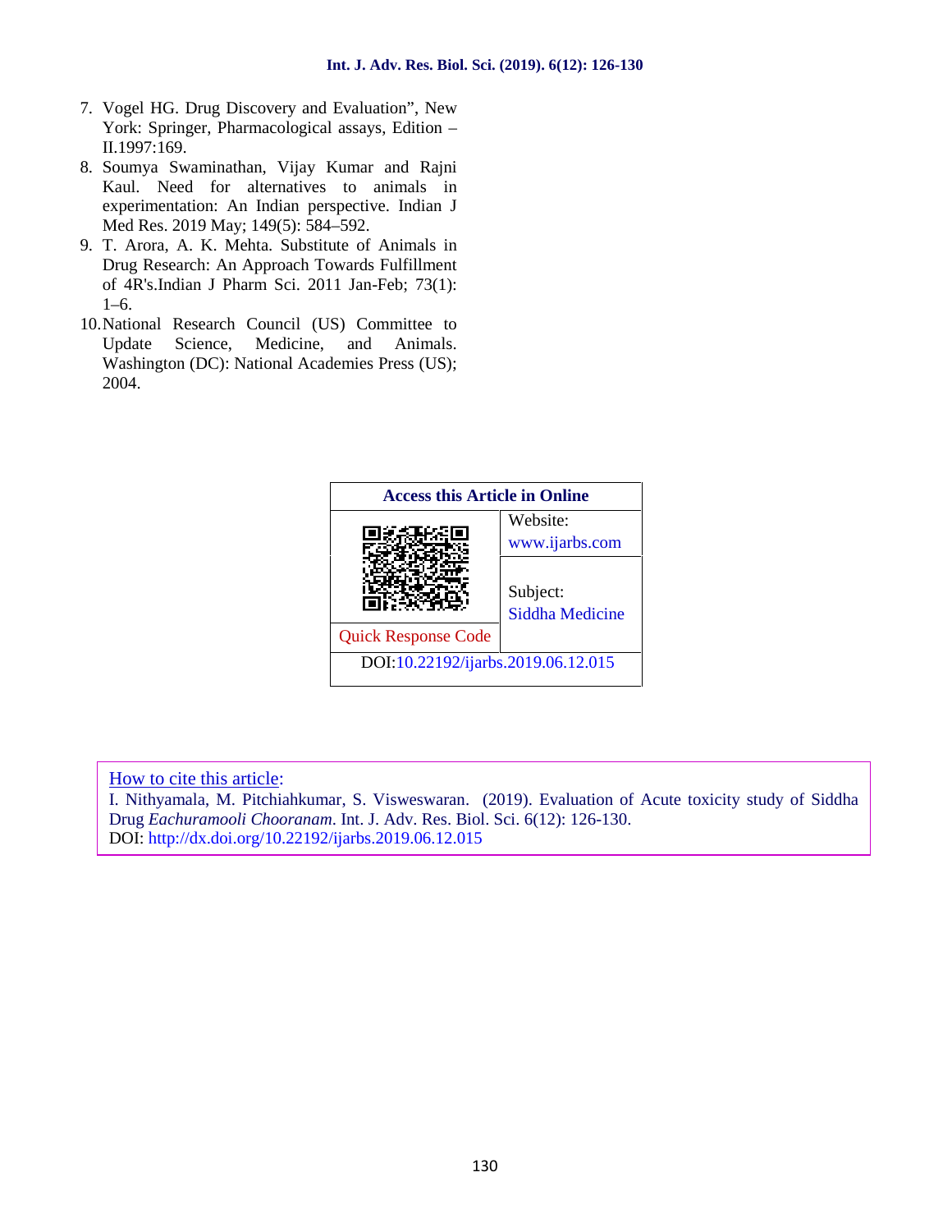7. Vogel HG. Drug Discovery and Evaluation", New York: Springer, Pharmacological assays, Edition – II.1997:169.
8. Soumya Swaminathan, Vijay Kumar and Rajni Kaul. Need for alternatives to animals in experimentation: An Indian perspective. Indian J Med Res. 2019 May; 149(5): 584–592.
9. T. Arora, A. K. Mehta. Substitute of Animals in Drug Research: An Approach Towards Fulfillment of 4R's.Indian J Pharm Sci. 2011 Jan-Feb; 73(1): 1–6.
10. National Research Council (US) Committee to Update Science, Medicine, and Animals. Washington (DC): National Academies Press (US); 2004.

| Access this Article in Online | |
|---|---|
| | Website: www.ijarbs.com |
| Quick Response Code | Subject: Siddha Medicine |
| DOI:10.22192/ijarbs.2019.06.12.015 | |

How to cite this article:
I. Nithyamala, M. Pitchiahkumar, S. Visweswaran. (2019). Evaluation of Acute toxicity study of Siddha Drug *Eachuramooli Chooranam*. Int. J. Adv. Res. Biol. Sci. 6(12): 126-130.
DOI: http://dx.doi.org/10.22192/ijarbs.2019.06.12.015